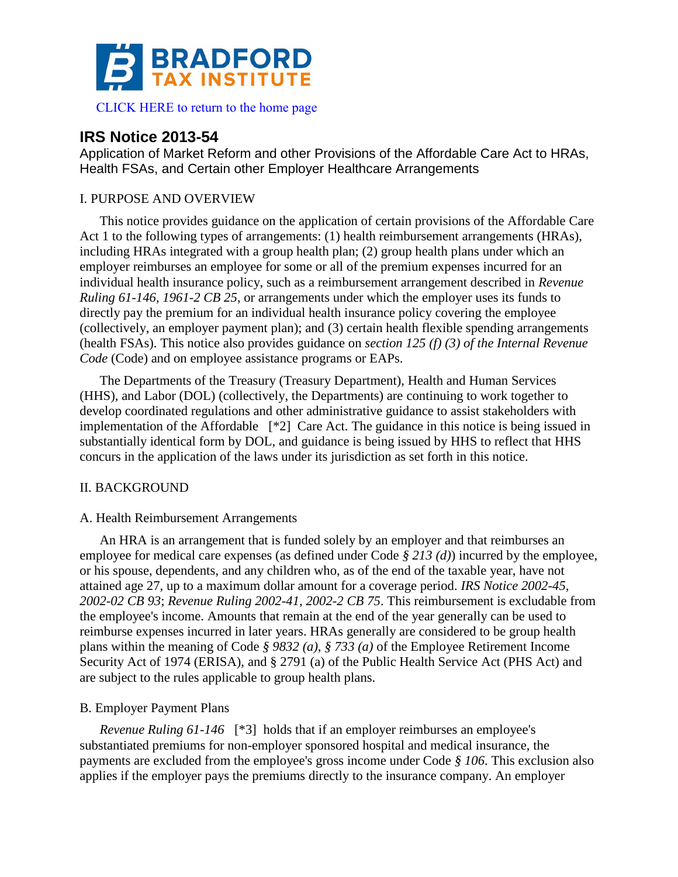BRADFORD TAX INSTITUTE

CLICK HERE to return to the home page

## IRS Notice 2013-54

Application of Market Reform and other Provisions of the Affordable Care Act to HRAs, Health FSAs, and Certain other Employer Healthcare Arrangements

I. PURPOSE AND OVERVIEW

This notice provides guidance on the application of certain provisions of the Affordable Care Act 1 to the following types of arrangements: (1) health reimbursement arrangements (HRAs), including HRAs integrated with a group health plan; (2) group health plans under which an employer reimburses an employee for some or all of the premium expenses incurred for an individual health insurance policy, such as a reimbursement arrangement described in *Revenue Ruling 61-146, 1961-2 CB 25*, or arrangements under which the employer uses its funds to directly pay the premium for an individual health insurance policy covering the employee (collectively, an employer payment plan); and (3) certain health flexible spending arrangements (health FSAs). This notice also provides guidance on *section 125 (f) (3) of the Internal Revenue Code* (Code) and on employee assistance programs or EAPs.

The Departments of the Treasury (Treasury Department), Health and Human Services (HHS), and Labor (DOL) (collectively, the Departments) are continuing to work together to develop coordinated regulations and other administrative guidance to assist stakeholders with implementation of the Affordable [*2] Care Act. The guidance in this notice is being issued in substantially identical form by DOL, and guidance is being issued by HHS to reflect that HHS concurs in the application of the laws under its jurisdiction as set forth in this notice.

II. BACKGROUND

A. Health Reimbursement Arrangements

An HRA is an arrangement that is funded solely by an employer and that reimburses an employee for medical care expenses (as defined under Code *§ 213 (d)*) incurred by the employee, or his spouse, dependents, and any children who, as of the end of the taxable year, have not attained age 27, up to a maximum dollar amount for a coverage period. *IRS Notice 2002-45, 2002-02 CB 93*; *Revenue Ruling 2002-41, 2002-2 CB 75*. This reimbursement is excludable from the employee's income. Amounts that remain at the end of the year generally can be used to reimburse expenses incurred in later years. HRAs generally are considered to be group health plans within the meaning of Code *§ 9832 (a), § 733 (a)* of the Employee Retirement Income Security Act of 1974 (ERISA), and § 2791 (a) of the Public Health Service Act (PHS Act) and are subject to the rules applicable to group health plans.

B. Employer Payment Plans

*Revenue Ruling 61-146* [*3] holds that if an employer reimburses an employee's substantiated premiums for non-employer sponsored hospital and medical insurance, the payments are excluded from the employee's gross income under Code *§ 106*. This exclusion also applies if the employer pays the premiums directly to the insurance company. An employer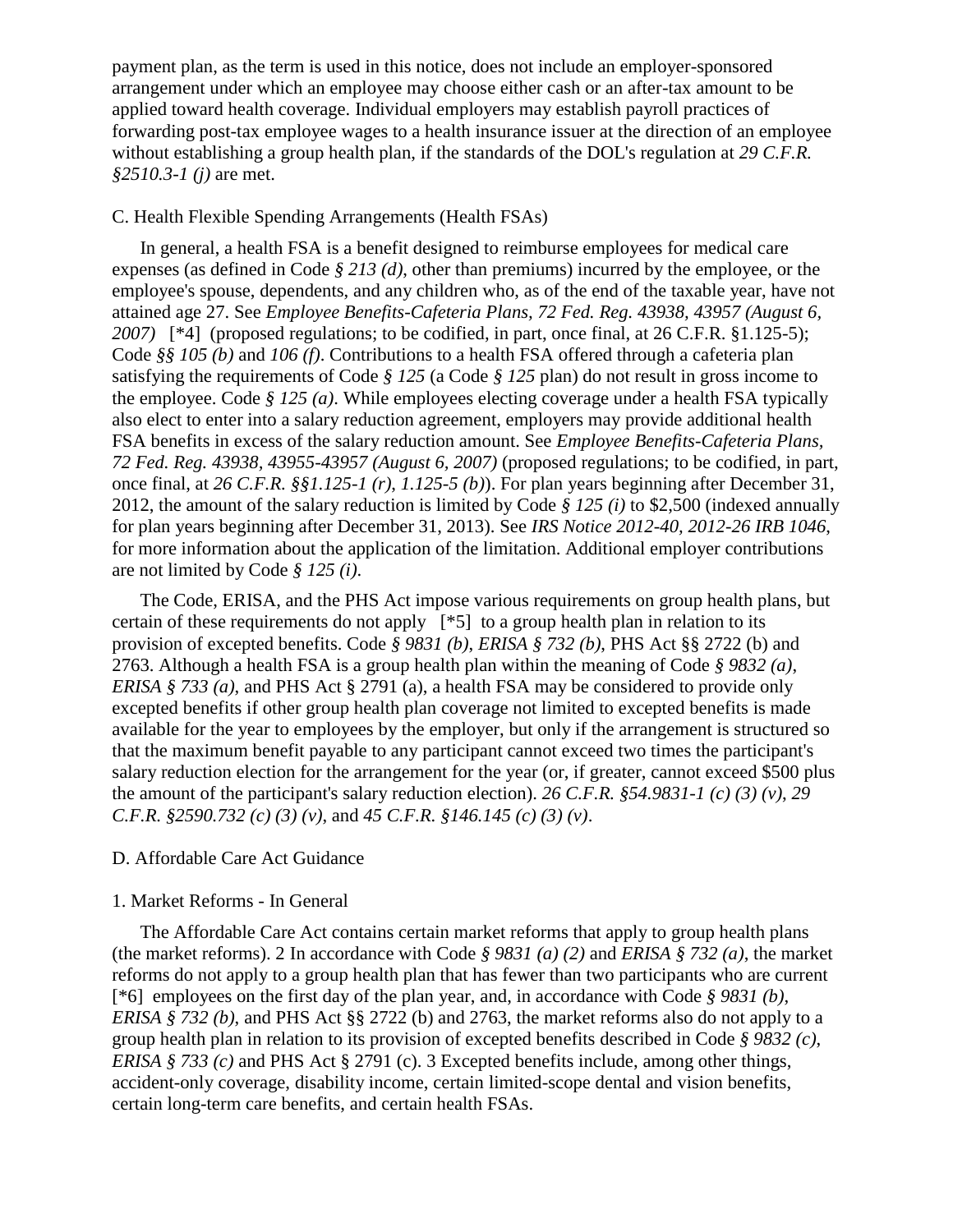payment plan, as the term is used in this notice, does not include an employer-sponsored arrangement under which an employee may choose either cash or an after-tax amount to be applied toward health coverage. Individual employers may establish payroll practices of forwarding post-tax employee wages to a health insurance issuer at the direction of an employee without establishing a group health plan, if the standards of the DOL's regulation at *29 C.F.R. §2510.3-1 (j)* are met.

C. Health Flexible Spending Arrangements (Health FSAs)

In general, a health FSA is a benefit designed to reimburse employees for medical care expenses (as defined in Code *§ 213 (d)*, other than premiums) incurred by the employee, or the employee's spouse, dependents, and any children who, as of the end of the taxable year, have not attained age 27. See *Employee Benefits-Cafeteria Plans, 72 Fed. Reg. 43938, 43957 (August 6, 2007)* [*4] (proposed regulations; to be codified, in part, once final, at 26 C.F.R. §1.125-5); Code *§§ 105 (b)* and *106 (f)*. Contributions to a health FSA offered through a cafeteria plan satisfying the requirements of Code *§ 125* (a Code *§ 125* plan) do not result in gross income to the employee. Code *§ 125 (a)*. While employees electing coverage under a health FSA typically also elect to enter into a salary reduction agreement, employers may provide additional health FSA benefits in excess of the salary reduction amount. See *Employee Benefits-Cafeteria Plans, 72 Fed. Reg. 43938, 43955-43957 (August 6, 2007)* (proposed regulations; to be codified, in part, once final, at *26 C.F.R. §§1.125-1 (r)*, *1.125-5 (b)*). For plan years beginning after December 31, 2012, the amount of the salary reduction is limited by Code *§ 125 (i)* to $2,500 (indexed annually for plan years beginning after December 31, 2013). See *IRS Notice 2012-40, 2012-26 IRB 1046*, for more information about the application of the limitation. Additional employer contributions are not limited by Code *§ 125 (i)*.

The Code, ERISA, and the PHS Act impose various requirements on group health plans, but certain of these requirements do not apply [*5] to a group health plan in relation to its provision of excepted benefits. Code *§ 9831 (b)*, *ERISA § 732 (b)*, PHS Act §§ 2722 (b) and 2763. Although a health FSA is a group health plan within the meaning of Code *§ 9832 (a)*, *ERISA § 733 (a)*, and PHS Act § 2791 (a), a health FSA may be considered to provide only excepted benefits if other group health plan coverage not limited to excepted benefits is made available for the year to employees by the employer, but only if the arrangement is structured so that the maximum benefit payable to any participant cannot exceed two times the participant's salary reduction election for the arrangement for the year (or, if greater, cannot exceed $500 plus the amount of the participant's salary reduction election). *26 C.F.R. §54.9831-1 (c) (3) (v)*, *29 C.F.R. §2590.732 (c) (3) (v)*, and *45 C.F.R. §146.145 (c) (3) (v)*.

D. Affordable Care Act Guidance

1. Market Reforms - In General

The Affordable Care Act contains certain market reforms that apply to group health plans (the market reforms). 2 In accordance with Code *§ 9831 (a) (2)* and *ERISA § 732 (a)*, the market reforms do not apply to a group health plan that has fewer than two participants who are current [*6] employees on the first day of the plan year, and, in accordance with Code *§ 9831 (b)*, *ERISA § 732 (b)*, and PHS Act §§ 2722 (b) and 2763, the market reforms also do not apply to a group health plan in relation to its provision of excepted benefits described in Code *§ 9832 (c)*, *ERISA § 733 (c)* and PHS Act § 2791 (c). 3 Excepted benefits include, among other things, accident-only coverage, disability income, certain limited-scope dental and vision benefits, certain long-term care benefits, and certain health FSAs.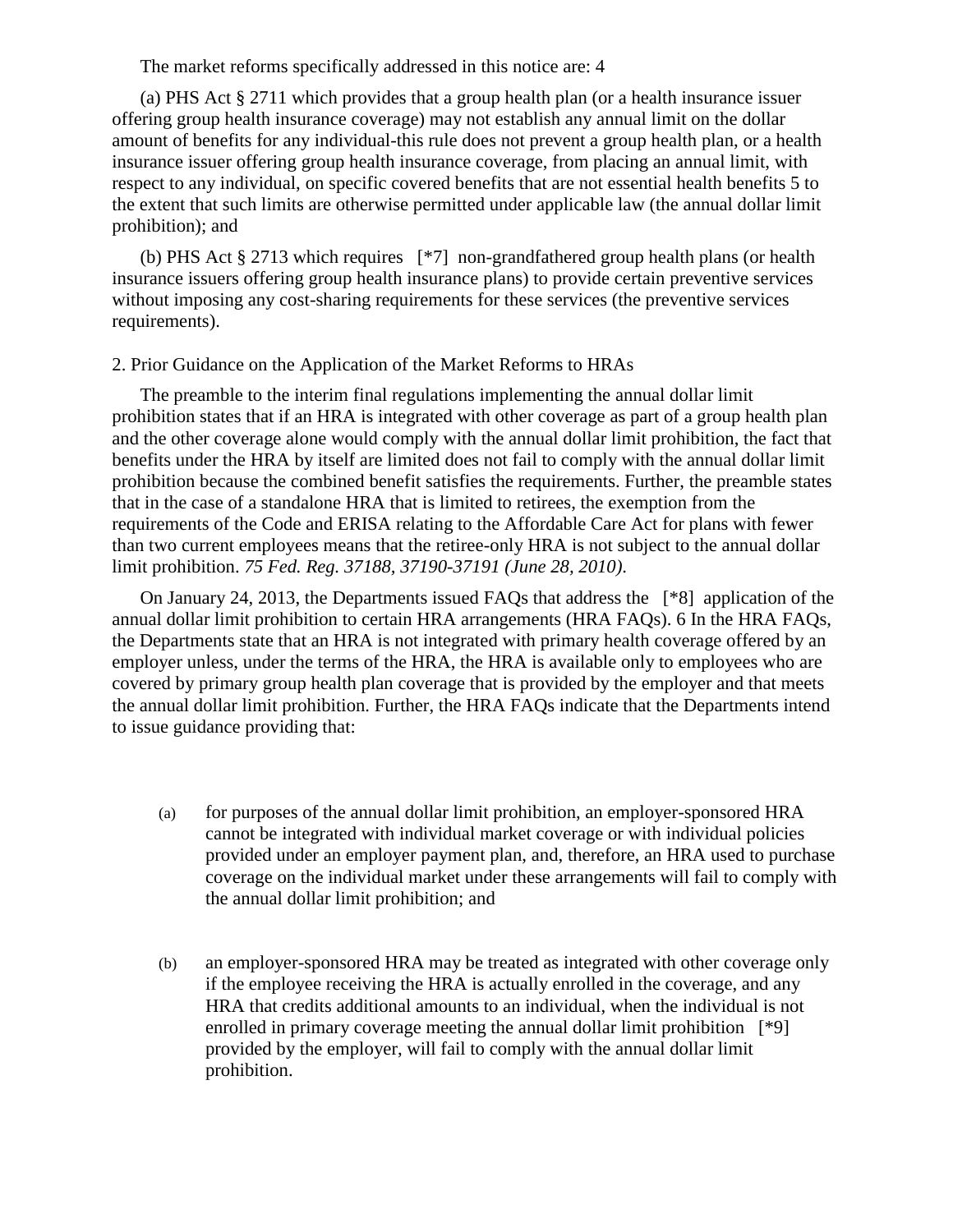The market reforms specifically addressed in this notice are: 4

(a) PHS Act § 2711 which provides that a group health plan (or a health insurance issuer offering group health insurance coverage) may not establish any annual limit on the dollar amount of benefits for any individual-this rule does not prevent a group health plan, or a health insurance issuer offering group health insurance coverage, from placing an annual limit, with respect to any individual, on specific covered benefits that are not essential health benefits 5 to the extent that such limits are otherwise permitted under applicable law (the annual dollar limit prohibition); and

(b) PHS Act § 2713 which requires [*7] non-grandfathered group health plans (or health insurance issuers offering group health insurance plans) to provide certain preventive services without imposing any cost-sharing requirements for these services (the preventive services requirements).

2. Prior Guidance on the Application of the Market Reforms to HRAs

The preamble to the interim final regulations implementing the annual dollar limit prohibition states that if an HRA is integrated with other coverage as part of a group health plan and the other coverage alone would comply with the annual dollar limit prohibition, the fact that benefits under the HRA by itself are limited does not fail to comply with the annual dollar limit prohibition because the combined benefit satisfies the requirements. Further, the preamble states that in the case of a standalone HRA that is limited to retirees, the exemption from the requirements of the Code and ERISA relating to the Affordable Care Act for plans with fewer than two current employees means that the retiree-only HRA is not subject to the annual dollar limit prohibition. *75 Fed. Reg. 37188, 37190-37191 (June 28, 2010)*.

On January 24, 2013, the Departments issued FAQs that address the [*8] application of the annual dollar limit prohibition to certain HRA arrangements (HRA FAQs). 6 In the HRA FAQs, the Departments state that an HRA is not integrated with primary health coverage offered by an employer unless, under the terms of the HRA, the HRA is available only to employees who are covered by primary group health plan coverage that is provided by the employer and that meets the annual dollar limit prohibition. Further, the HRA FAQs indicate that the Departments intend to issue guidance providing that:

(a) for purposes of the annual dollar limit prohibition, an employer-sponsored HRA cannot be integrated with individual market coverage or with individual policies provided under an employer payment plan, and, therefore, an HRA used to purchase coverage on the individual market under these arrangements will fail to comply with the annual dollar limit prohibition; and

(b) an employer-sponsored HRA may be treated as integrated with other coverage only if the employee receiving the HRA is actually enrolled in the coverage, and any HRA that credits additional amounts to an individual, when the individual is not enrolled in primary coverage meeting the annual dollar limit prohibition [*9] provided by the employer, will fail to comply with the annual dollar limit prohibition.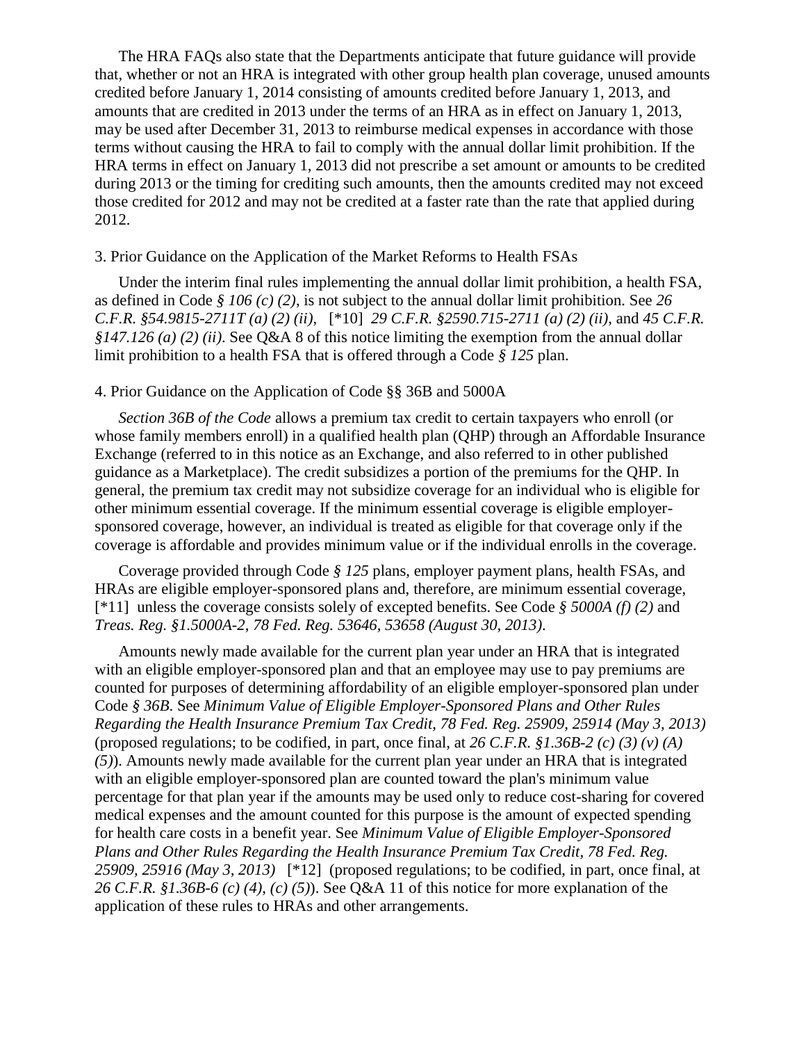The HRA FAQs also state that the Departments anticipate that future guidance will provide that, whether or not an HRA is integrated with other group health plan coverage, unused amounts credited before January 1, 2014 consisting of amounts credited before January 1, 2013, and amounts that are credited in 2013 under the terms of an HRA as in effect on January 1, 2013, may be used after December 31, 2013 to reimburse medical expenses in accordance with those terms without causing the HRA to fail to comply with the annual dollar limit prohibition. If the HRA terms in effect on January 1, 2013 did not prescribe a set amount or amounts to be credited during 2013 or the timing for crediting such amounts, then the amounts credited may not exceed those credited for 2012 and may not be credited at a faster rate than the rate that applied during 2012.

3. Prior Guidance on the Application of the Market Reforms to Health FSAs

Under the interim final rules implementing the annual dollar limit prohibition, a health FSA, as defined in Code *§ 106 (c) (2)*, is not subject to the annual dollar limit prohibition. See *26 C.F.R. §54.9815-2711T (a) (2) (ii)*, [*10] *29 C.F.R. §2590.715-2711 (a) (2) (ii)*, and *45 C.F.R. §147.126 (a) (2) (ii)*. See Q&A 8 of this notice limiting the exemption from the annual dollar limit prohibition to a health FSA that is offered through a Code *§ 125* plan.

4. Prior Guidance on the Application of Code §§ 36B and 5000A

*Section 36B of the Code* allows a premium tax credit to certain taxpayers who enroll (or whose family members enroll) in a qualified health plan (QHP) through an Affordable Insurance Exchange (referred to in this notice as an Exchange, and also referred to in other published guidance as a Marketplace). The credit subsidizes a portion of the premiums for the QHP. In general, the premium tax credit may not subsidize coverage for an individual who is eligible for other minimum essential coverage. If the minimum essential coverage is eligible employer-sponsored coverage, however, an individual is treated as eligible for that coverage only if the coverage is affordable and provides minimum value or if the individual enrolls in the coverage.

Coverage provided through Code *§ 125* plans, employer payment plans, health FSAs, and HRAs are eligible employer-sponsored plans and, therefore, are minimum essential coverage, [*11] unless the coverage consists solely of excepted benefits. See Code *§ 5000A (f) (2)* and *Treas. Reg. §1.5000A-2, 78 Fed. Reg. 53646, 53658 (August 30, 2013)*.

Amounts newly made available for the current plan year under an HRA that is integrated with an eligible employer-sponsored plan and that an employee may use to pay premiums are counted for purposes of determining affordability of an eligible employer-sponsored plan under Code *§ 36B*. See *Minimum Value of Eligible Employer-Sponsored Plans and Other Rules Regarding the Health Insurance Premium Tax Credit, 78 Fed. Reg. 25909, 25914 (May 3, 2013)* (proposed regulations; to be codified, in part, once final, at *26 C.F.R. §1.36B-2 (c) (3) (v) (A) (5)*). Amounts newly made available for the current plan year under an HRA that is integrated with an eligible employer-sponsored plan are counted toward the plan's minimum value percentage for that plan year if the amounts may be used only to reduce cost-sharing for covered medical expenses and the amount counted for this purpose is the amount of expected spending for health care costs in a benefit year. See *Minimum Value of Eligible Employer-Sponsored Plans and Other Rules Regarding the Health Insurance Premium Tax Credit, 78 Fed. Reg. 25909, 25916 (May 3, 2013)* [*12] (proposed regulations; to be codified, in part, once final, at *26 C.F.R. §1.36B-6 (c) (4), (c) (5)*). See Q&A 11 of this notice for more explanation of the application of these rules to HRAs and other arrangements.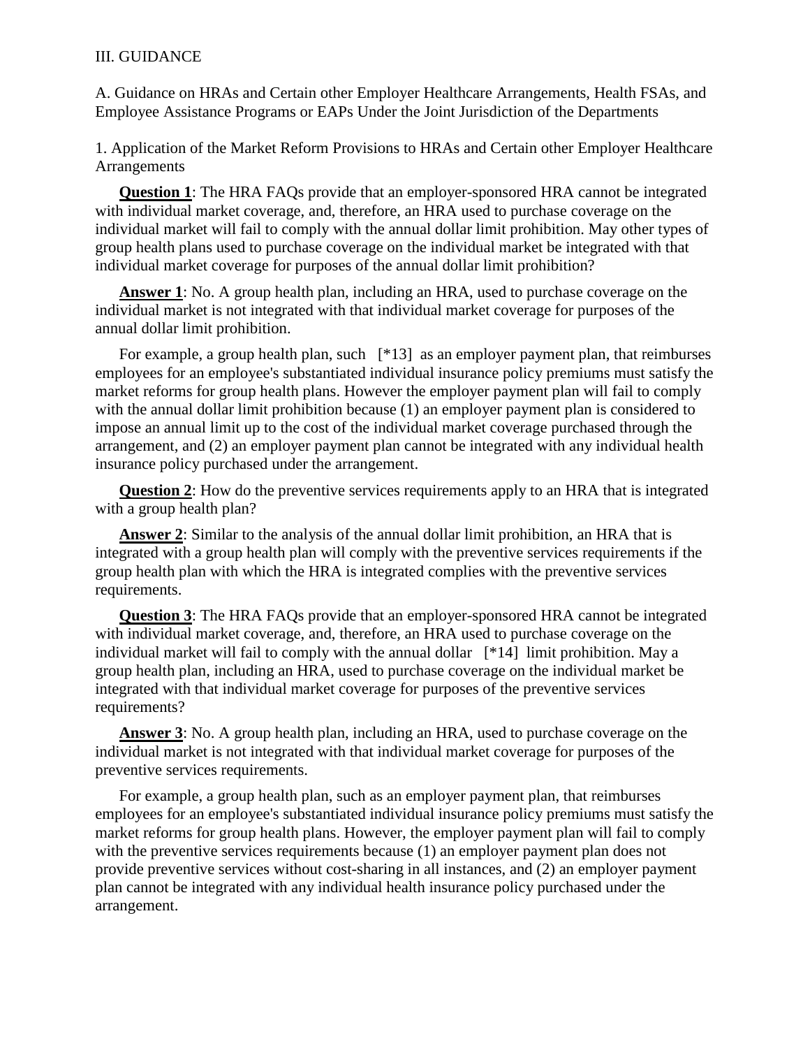III. GUIDANCE

A. Guidance on HRAs and Certain other Employer Healthcare Arrangements, Health FSAs, and Employee Assistance Programs or EAPs Under the Joint Jurisdiction of the Departments

1. Application of the Market Reform Provisions to HRAs and Certain other Employer Healthcare Arrangements

**Question 1**: The HRA FAQs provide that an employer-sponsored HRA cannot be integrated with individual market coverage, and, therefore, an HRA used to purchase coverage on the individual market will fail to comply with the annual dollar limit prohibition. May other types of group health plans used to purchase coverage on the individual market be integrated with that individual market coverage for purposes of the annual dollar limit prohibition?

**Answer 1**: No. A group health plan, including an HRA, used to purchase coverage on the individual market is not integrated with that individual market coverage for purposes of the annual dollar limit prohibition.

For example, a group health plan, such [*13] as an employer payment plan, that reimburses employees for an employee's substantiated individual insurance policy premiums must satisfy the market reforms for group health plans. However the employer payment plan will fail to comply with the annual dollar limit prohibition because (1) an employer payment plan is considered to impose an annual limit up to the cost of the individual market coverage purchased through the arrangement, and (2) an employer payment plan cannot be integrated with any individual health insurance policy purchased under the arrangement.

**Question 2**: How do the preventive services requirements apply to an HRA that is integrated with a group health plan?

**Answer 2**: Similar to the analysis of the annual dollar limit prohibition, an HRA that is integrated with a group health plan will comply with the preventive services requirements if the group health plan with which the HRA is integrated complies with the preventive services requirements.

**Question 3**: The HRA FAQs provide that an employer-sponsored HRA cannot be integrated with individual market coverage, and, therefore, an HRA used to purchase coverage on the individual market will fail to comply with the annual dollar [*14] limit prohibition. May a group health plan, including an HRA, used to purchase coverage on the individual market be integrated with that individual market coverage for purposes of the preventive services requirements?

**Answer 3**: No. A group health plan, including an HRA, used to purchase coverage on the individual market is not integrated with that individual market coverage for purposes of the preventive services requirements.

For example, a group health plan, such as an employer payment plan, that reimburses employees for an employee's substantiated individual insurance policy premiums must satisfy the market reforms for group health plans. However, the employer payment plan will fail to comply with the preventive services requirements because (1) an employer payment plan does not provide preventive services without cost-sharing in all instances, and (2) an employer payment plan cannot be integrated with any individual health insurance policy purchased under the arrangement.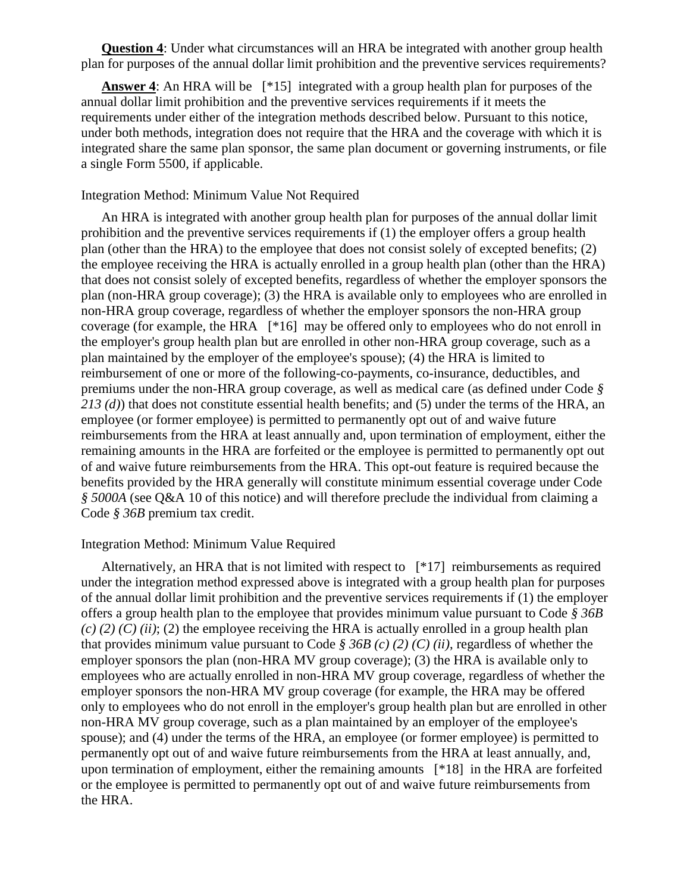**Question 4**: Under what circumstances will an HRA be integrated with another group health plan for purposes of the annual dollar limit prohibition and the preventive services requirements?

**Answer 4**: An HRA will be [*15] integrated with a group health plan for purposes of the annual dollar limit prohibition and the preventive services requirements if it meets the requirements under either of the integration methods described below. Pursuant to this notice, under both methods, integration does not require that the HRA and the coverage with which it is integrated share the same plan sponsor, the same plan document or governing instruments, or file a single Form 5500, if applicable.

Integration Method: Minimum Value Not Required

An HRA is integrated with another group health plan for purposes of the annual dollar limit prohibition and the preventive services requirements if (1) the employer offers a group health plan (other than the HRA) to the employee that does not consist solely of excepted benefits; (2) the employee receiving the HRA is actually enrolled in a group health plan (other than the HRA) that does not consist solely of excepted benefits, regardless of whether the employer sponsors the plan (non-HRA group coverage); (3) the HRA is available only to employees who are enrolled in non-HRA group coverage, regardless of whether the employer sponsors the non-HRA group coverage (for example, the HRA [*16] may be offered only to employees who do not enroll in the employer's group health plan but are enrolled in other non-HRA group coverage, such as a plan maintained by the employer of the employee's spouse); (4) the HRA is limited to reimbursement of one or more of the following-co-payments, co-insurance, deductibles, and premiums under the non-HRA group coverage, as well as medical care (as defined under Code *§ 213 (d)*) that does not constitute essential health benefits; and (5) under the terms of the HRA, an employee (or former employee) is permitted to permanently opt out of and waive future reimbursements from the HRA at least annually and, upon termination of employment, either the remaining amounts in the HRA are forfeited or the employee is permitted to permanently opt out of and waive future reimbursements from the HRA. This opt-out feature is required because the benefits provided by the HRA generally will constitute minimum essential coverage under Code *§ 5000A* (see Q&A 10 of this notice) and will therefore preclude the individual from claiming a Code *§ 36B* premium tax credit.

Integration Method: Minimum Value Required

Alternatively, an HRA that is not limited with respect to [*17] reimbursements as required under the integration method expressed above is integrated with a group health plan for purposes of the annual dollar limit prohibition and the preventive services requirements if (1) the employer offers a group health plan to the employee that provides minimum value pursuant to Code *§ 36B (c) (2) (C) (ii)*; (2) the employee receiving the HRA is actually enrolled in a group health plan that provides minimum value pursuant to Code *§ 36B (c) (2) (C) (ii)*, regardless of whether the employer sponsors the plan (non-HRA MV group coverage); (3) the HRA is available only to employees who are actually enrolled in non-HRA MV group coverage, regardless of whether the employer sponsors the non-HRA MV group coverage (for example, the HRA may be offered only to employees who do not enroll in the employer's group health plan but are enrolled in other non-HRA MV group coverage, such as a plan maintained by an employer of the employee's spouse); and (4) under the terms of the HRA, an employee (or former employee) is permitted to permanently opt out of and waive future reimbursements from the HRA at least annually, and, upon termination of employment, either the remaining amounts [*18] in the HRA are forfeited or the employee is permitted to permanently opt out of and waive future reimbursements from the HRA.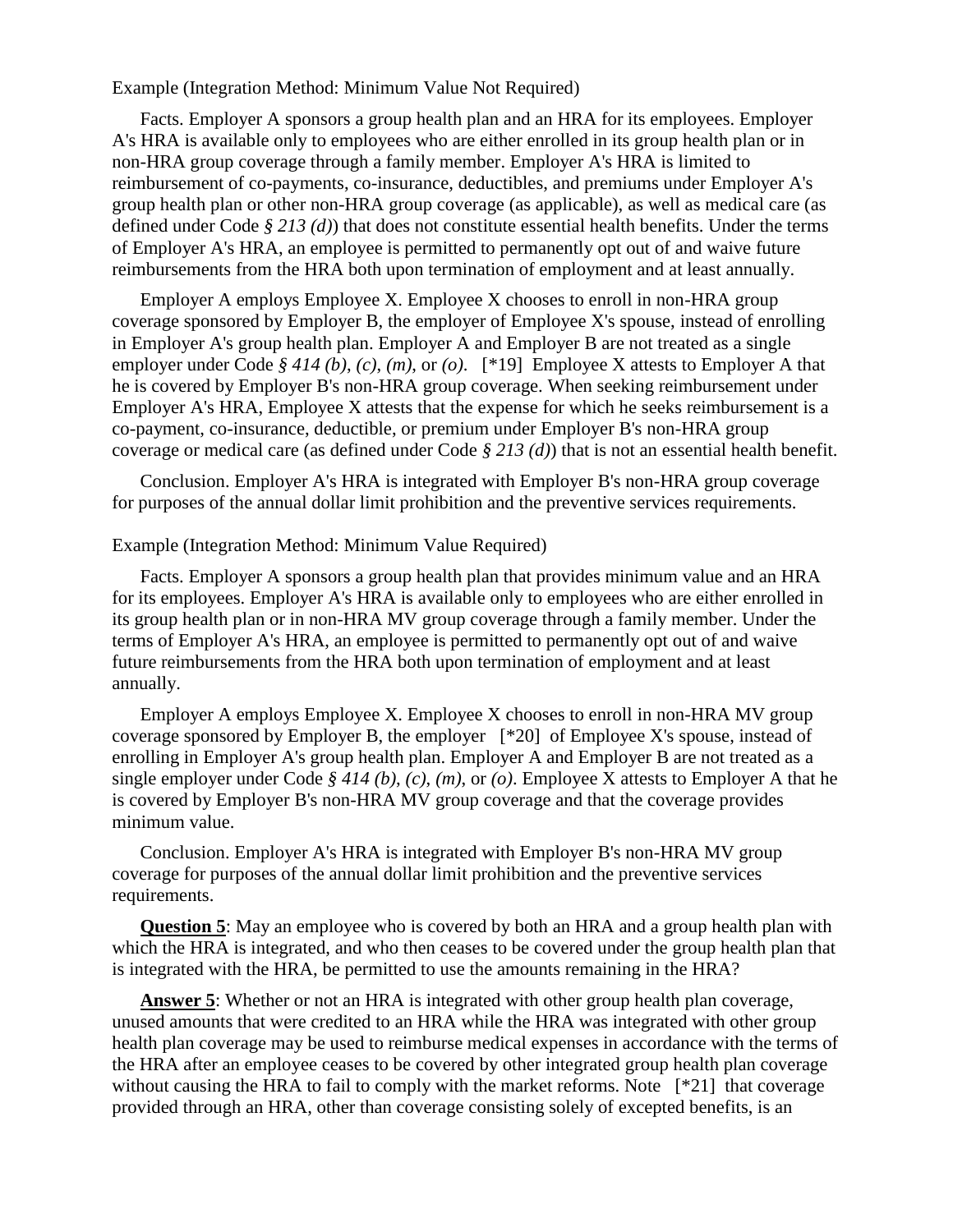Example (Integration Method: Minimum Value Not Required)

Facts. Employer A sponsors a group health plan and an HRA for its employees. Employer A's HRA is available only to employees who are either enrolled in its group health plan or in non-HRA group coverage through a family member. Employer A's HRA is limited to reimbursement of co-payments, co-insurance, deductibles, and premiums under Employer A's group health plan or other non-HRA group coverage (as applicable), as well as medical care (as defined under Code *§ 213 (d)*) that does not constitute essential health benefits. Under the terms of Employer A's HRA, an employee is permitted to permanently opt out of and waive future reimbursements from the HRA both upon termination of employment and at least annually.

Employer A employs Employee X. Employee X chooses to enroll in non-HRA group coverage sponsored by Employer B, the employer of Employee X's spouse, instead of enrolling in Employer A's group health plan. Employer A and Employer B are not treated as a single employer under Code *§ 414 (b)*, *(c)*, *(m)*, or *(o)*. [*19] Employee X attests to Employer A that he is covered by Employer B's non-HRA group coverage. When seeking reimbursement under Employer A's HRA, Employee X attests that the expense for which he seeks reimbursement is a co-payment, co-insurance, deductible, or premium under Employer B's non-HRA group coverage or medical care (as defined under Code *§ 213 (d)*) that is not an essential health benefit.

Conclusion. Employer A's HRA is integrated with Employer B's non-HRA group coverage for purposes of the annual dollar limit prohibition and the preventive services requirements.

Example (Integration Method: Minimum Value Required)

Facts. Employer A sponsors a group health plan that provides minimum value and an HRA for its employees. Employer A's HRA is available only to employees who are either enrolled in its group health plan or in non-HRA MV group coverage through a family member. Under the terms of Employer A's HRA, an employee is permitted to permanently opt out of and waive future reimbursements from the HRA both upon termination of employment and at least annually.

Employer A employs Employee X. Employee X chooses to enroll in non-HRA MV group coverage sponsored by Employer B, the employer [*20] of Employee X's spouse, instead of enrolling in Employer A's group health plan. Employer A and Employer B are not treated as a single employer under Code *§ 414 (b)*, *(c)*, *(m)*, or *(o)*. Employee X attests to Employer A that he is covered by Employer B's non-HRA MV group coverage and that the coverage provides minimum value.

Conclusion. Employer A's HRA is integrated with Employer B's non-HRA MV group coverage for purposes of the annual dollar limit prohibition and the preventive services requirements.

**Question 5**: May an employee who is covered by both an HRA and a group health plan with which the HRA is integrated, and who then ceases to be covered under the group health plan that is integrated with the HRA, be permitted to use the amounts remaining in the HRA?

**Answer 5**: Whether or not an HRA is integrated with other group health plan coverage, unused amounts that were credited to an HRA while the HRA was integrated with other group health plan coverage may be used to reimburse medical expenses in accordance with the terms of the HRA after an employee ceases to be covered by other integrated group health plan coverage without causing the HRA to fail to comply with the market reforms. Note [*21] that coverage provided through an HRA, other than coverage consisting solely of excepted benefits, is an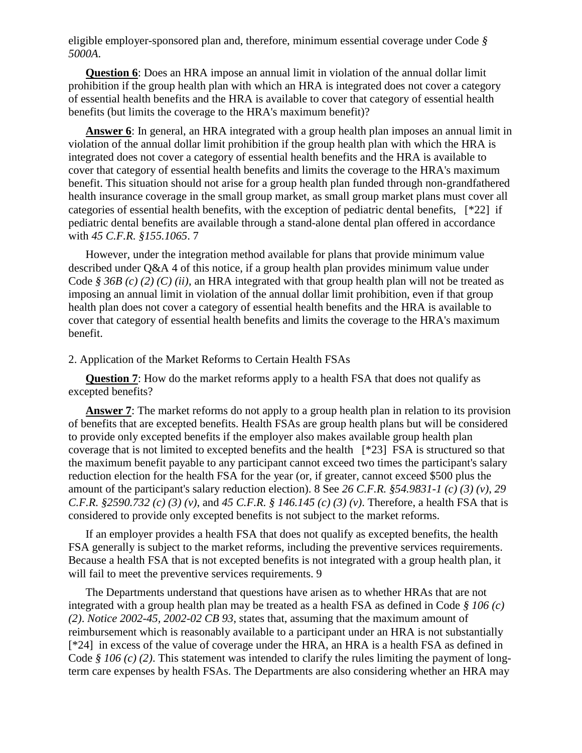eligible employer-sponsored plan and, therefore, minimum essential coverage under Code *§ 5000A.*

**Question 6**: Does an HRA impose an annual limit in violation of the annual dollar limit prohibition if the group health plan with which an HRA is integrated does not cover a category of essential health benefits and the HRA is available to cover that category of essential health benefits (but limits the coverage to the HRA's maximum benefit)?

**Answer 6**: In general, an HRA integrated with a group health plan imposes an annual limit in violation of the annual dollar limit prohibition if the group health plan with which the HRA is integrated does not cover a category of essential health benefits and the HRA is available to cover that category of essential health benefits and limits the coverage to the HRA's maximum benefit. This situation should not arise for a group health plan funded through non-grandfathered health insurance coverage in the small group market, as small group market plans must cover all categories of essential health benefits, with the exception of pediatric dental benefits, [*22] if pediatric dental benefits are available through a stand-alone dental plan offered in accordance with *45 C.F.R. §155.1065*. 7

However, under the integration method available for plans that provide minimum value described under Q&A 4 of this notice, if a group health plan provides minimum value under Code *§ 36B (c) (2) (C) (ii)*, an HRA integrated with that group health plan will not be treated as imposing an annual limit in violation of the annual dollar limit prohibition, even if that group health plan does not cover a category of essential health benefits and the HRA is available to cover that category of essential health benefits and limits the coverage to the HRA's maximum benefit.

2. Application of the Market Reforms to Certain Health FSAs

**Question 7**: How do the market reforms apply to a health FSA that does not qualify as excepted benefits?

**Answer 7**: The market reforms do not apply to a group health plan in relation to its provision of benefits that are excepted benefits. Health FSAs are group health plans but will be considered to provide only excepted benefits if the employer also makes available group health plan coverage that is not limited to excepted benefits and the health [*23] FSA is structured so that the maximum benefit payable to any participant cannot exceed two times the participant's salary reduction election for the health FSA for the year (or, if greater, cannot exceed $500 plus the amount of the participant's salary reduction election). 8 See *26 C.F.R. §54.9831-1 (c) (3) (v)*, *29 C.F.R. §2590.732 (c) (3) (v)*, and *45 C.F.R. § 146.145 (c) (3) (v)*. Therefore, a health FSA that is considered to provide only excepted benefits is not subject to the market reforms.

If an employer provides a health FSA that does not qualify as excepted benefits, the health FSA generally is subject to the market reforms, including the preventive services requirements. Because a health FSA that is not excepted benefits is not integrated with a group health plan, it will fail to meet the preventive services requirements. 9

The Departments understand that questions have arisen as to whether HRAs that are not integrated with a group health plan may be treated as a health FSA as defined in Code *§ 106 (c) (2)*. *Notice 2002-45, 2002-02 CB 93*, states that, assuming that the maximum amount of reimbursement which is reasonably available to a participant under an HRA is not substantially [*24] in excess of the value of coverage under the HRA, an HRA is a health FSA as defined in Code *§ 106 (c) (2)*. This statement was intended to clarify the rules limiting the payment of long-term care expenses by health FSAs. The Departments are also considering whether an HRA may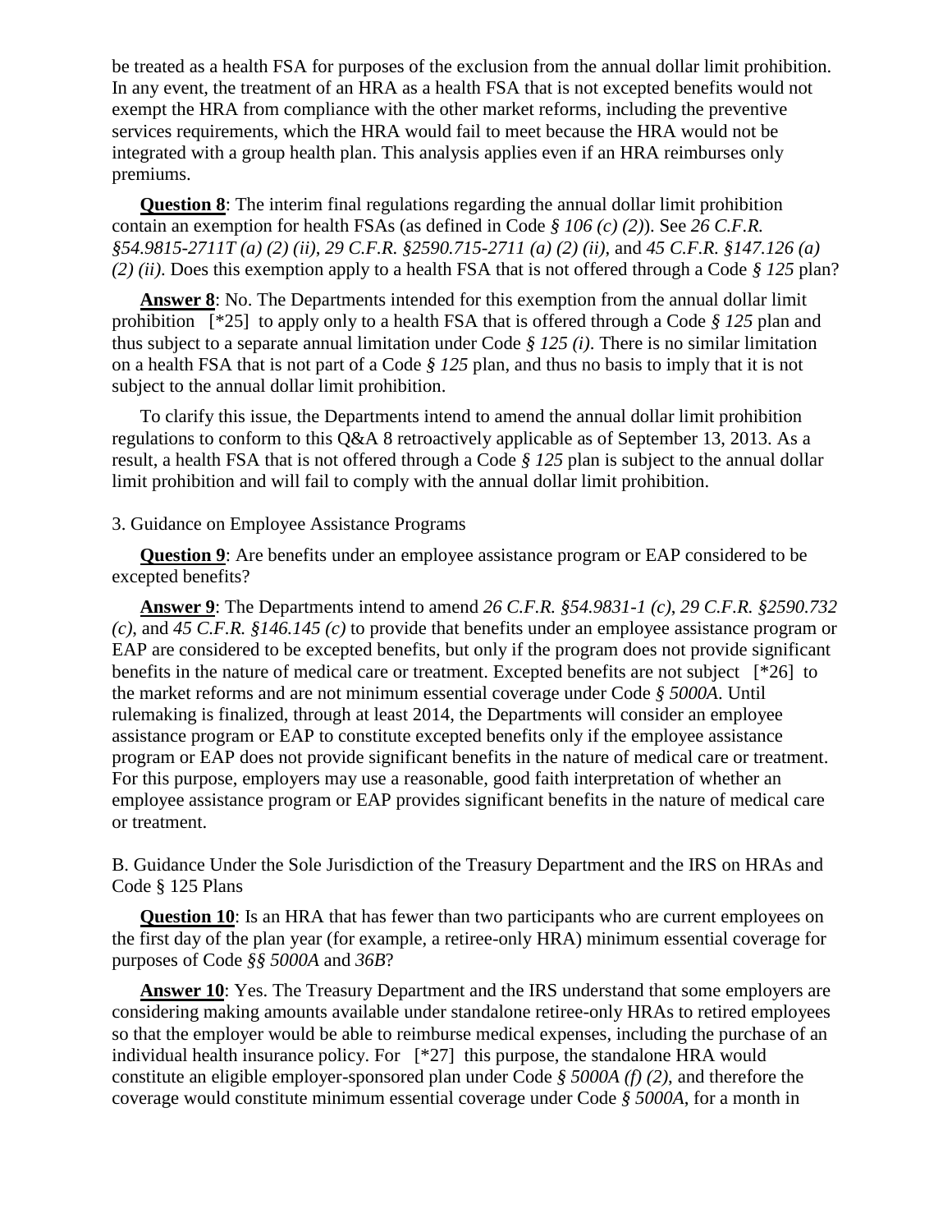be treated as a health FSA for purposes of the exclusion from the annual dollar limit prohibition. In any event, the treatment of an HRA as a health FSA that is not excepted benefits would not exempt the HRA from compliance with the other market reforms, including the preventive services requirements, which the HRA would fail to meet because the HRA would not be integrated with a group health plan. This analysis applies even if an HRA reimburses only premiums.

**Question 8**: The interim final regulations regarding the annual dollar limit prohibition contain an exemption for health FSAs (as defined in Code *§ 106 (c) (2)*). See *26 C.F.R. §54.9815-2711T (a) (2) (ii)*, *29 C.F.R. §2590.715-2711 (a) (2) (ii)*, and *45 C.F.R. §147.126 (a) (2) (ii)*. Does this exemption apply to a health FSA that is not offered through a Code *§ 125* plan?

**Answer 8**: No. The Departments intended for this exemption from the annual dollar limit prohibition [*25] to apply only to a health FSA that is offered through a Code *§ 125* plan and thus subject to a separate annual limitation under Code *§ 125 (i)*. There is no similar limitation on a health FSA that is not part of a Code *§ 125* plan, and thus no basis to imply that it is not subject to the annual dollar limit prohibition.

To clarify this issue, the Departments intend to amend the annual dollar limit prohibition regulations to conform to this Q&A 8 retroactively applicable as of September 13, 2013. As a result, a health FSA that is not offered through a Code *§ 125* plan is subject to the annual dollar limit prohibition and will fail to comply with the annual dollar limit prohibition.

3. Guidance on Employee Assistance Programs

**Question 9**: Are benefits under an employee assistance program or EAP considered to be excepted benefits?

**Answer 9**: The Departments intend to amend *26 C.F.R. §54.9831-1 (c)*, *29 C.F.R. §2590.732 (c)*, and *45 C.F.R. §146.145 (c)* to provide that benefits under an employee assistance program or EAP are considered to be excepted benefits, but only if the program does not provide significant benefits in the nature of medical care or treatment. Excepted benefits are not subject [*26] to the market reforms and are not minimum essential coverage under Code *§ 5000A*. Until rulemaking is finalized, through at least 2014, the Departments will consider an employee assistance program or EAP to constitute excepted benefits only if the employee assistance program or EAP does not provide significant benefits in the nature of medical care or treatment. For this purpose, employers may use a reasonable, good faith interpretation of whether an employee assistance program or EAP provides significant benefits in the nature of medical care or treatment.

B. Guidance Under the Sole Jurisdiction of the Treasury Department and the IRS on HRAs and Code § 125 Plans

**Question 10**: Is an HRA that has fewer than two participants who are current employees on the first day of the plan year (for example, a retiree-only HRA) minimum essential coverage for purposes of Code *§§ 5000A* and *36B*?

**Answer 10**: Yes. The Treasury Department and the IRS understand that some employers are considering making amounts available under standalone retiree-only HRAs to retired employees so that the employer would be able to reimburse medical expenses, including the purchase of an individual health insurance policy. For [*27] this purpose, the standalone HRA would constitute an eligible employer-sponsored plan under Code *§ 5000A (f) (2)*, and therefore the coverage would constitute minimum essential coverage under Code *§ 5000A*, for a month in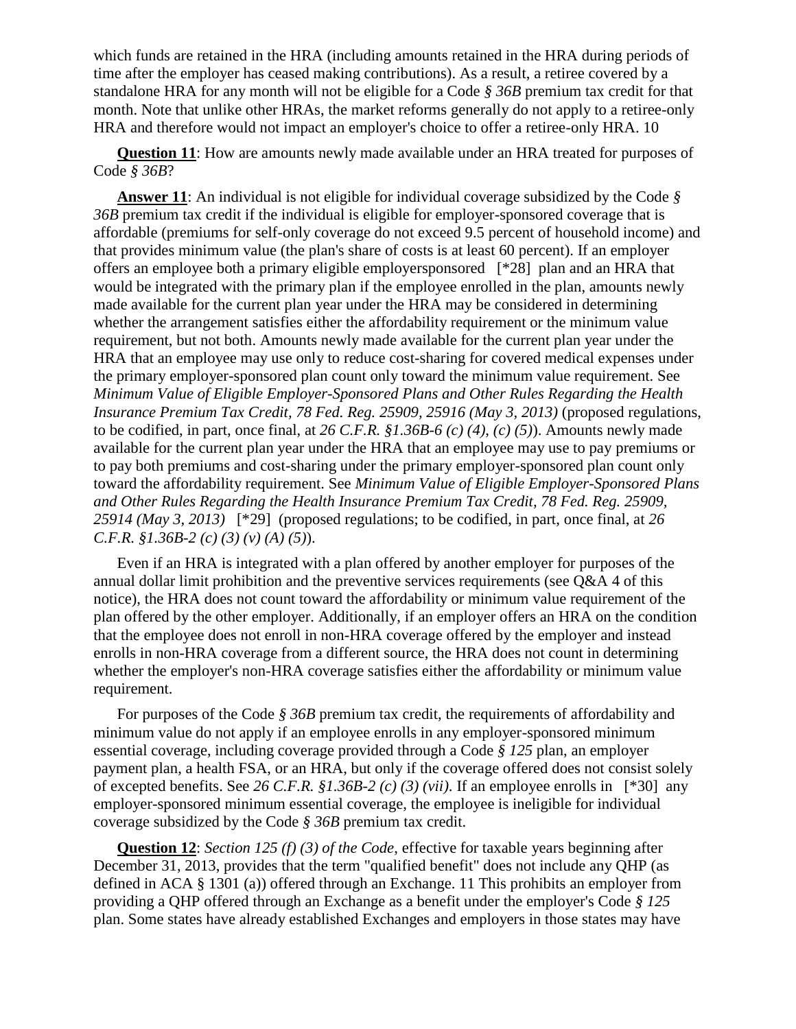which funds are retained in the HRA (including amounts retained in the HRA during periods of time after the employer has ceased making contributions). As a result, a retiree covered by a standalone HRA for any month will not be eligible for a Code *§ 36B* premium tax credit for that month. Note that unlike other HRAs, the market reforms generally do not apply to a retiree-only HRA and therefore would not impact an employer's choice to offer a retiree-only HRA. 10

**Question 11**: How are amounts newly made available under an HRA treated for purposes of Code *§ 36B*?

**Answer 11**: An individual is not eligible for individual coverage subsidized by the Code *§ 36B* premium tax credit if the individual is eligible for employer-sponsored coverage that is affordable (premiums for self-only coverage do not exceed 9.5 percent of household income) and that provides minimum value (the plan's share of costs is at least 60 percent). If an employer offers an employee both a primary eligible employersponsored [*28] plan and an HRA that would be integrated with the primary plan if the employee enrolled in the plan, amounts newly made available for the current plan year under the HRA may be considered in determining whether the arrangement satisfies either the affordability requirement or the minimum value requirement, but not both. Amounts newly made available for the current plan year under the HRA that an employee may use only to reduce cost-sharing for covered medical expenses under the primary employer-sponsored plan count only toward the minimum value requirement. See *Minimum Value of Eligible Employer-Sponsored Plans and Other Rules Regarding the Health Insurance Premium Tax Credit, 78 Fed. Reg. 25909, 25916 (May 3, 2013)* (proposed regulations, to be codified, in part, once final, at *26 C.F.R. §1.36B-6 (c) (4), (c) (5)*). Amounts newly made available for the current plan year under the HRA that an employee may use to pay premiums or to pay both premiums and cost-sharing under the primary employer-sponsored plan count only toward the affordability requirement. See *Minimum Value of Eligible Employer-Sponsored Plans and Other Rules Regarding the Health Insurance Premium Tax Credit, 78 Fed. Reg. 25909, 25914 (May 3, 2013)* [*29] (proposed regulations; to be codified, in part, once final, at *26 C.F.R. §1.36B-2 (c) (3) (v) (A) (5)*).

Even if an HRA is integrated with a plan offered by another employer for purposes of the annual dollar limit prohibition and the preventive services requirements (see Q&A 4 of this notice), the HRA does not count toward the affordability or minimum value requirement of the plan offered by the other employer. Additionally, if an employer offers an HRA on the condition that the employee does not enroll in non-HRA coverage offered by the employer and instead enrolls in non-HRA coverage from a different source, the HRA does not count in determining whether the employer's non-HRA coverage satisfies either the affordability or minimum value requirement.

For purposes of the Code *§ 36B* premium tax credit, the requirements of affordability and minimum value do not apply if an employee enrolls in any employer-sponsored minimum essential coverage, including coverage provided through a Code *§ 125* plan, an employer payment plan, a health FSA, or an HRA, but only if the coverage offered does not consist solely of excepted benefits. See *26 C.F.R. §1.36B-2 (c) (3) (vii)*. If an employee enrolls in [*30] any employer-sponsored minimum essential coverage, the employee is ineligible for individual coverage subsidized by the Code *§ 36B* premium tax credit.

**Question 12**: *Section 125 (f) (3) of the Code*, effective for taxable years beginning after December 31, 2013, provides that the term "qualified benefit" does not include any QHP (as defined in ACA § 1301 (a)) offered through an Exchange. 11 This prohibits an employer from providing a QHP offered through an Exchange as a benefit under the employer's Code *§ 125* plan. Some states have already established Exchanges and employers in those states may have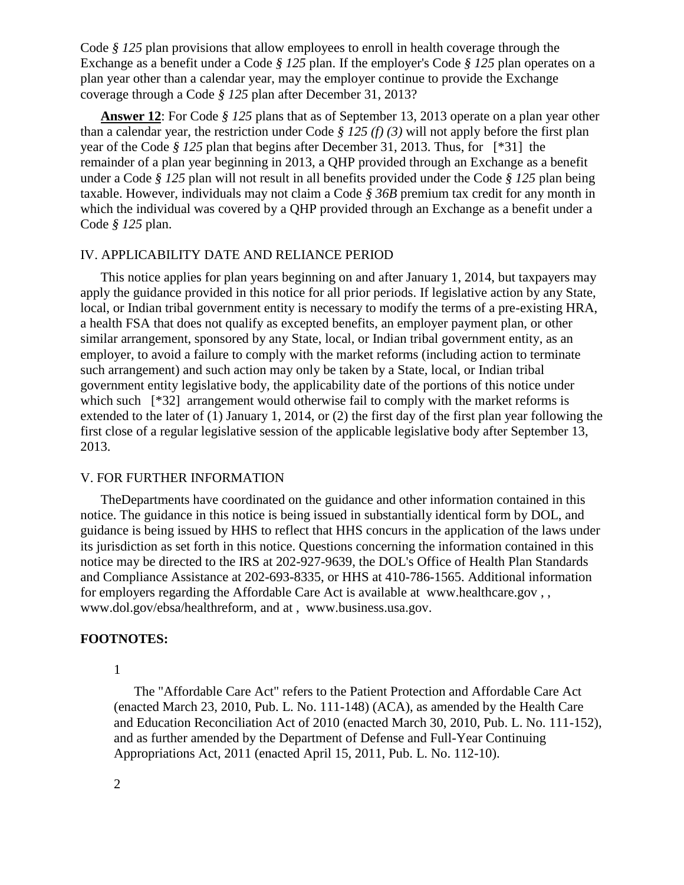Code *§ 125* plan provisions that allow employees to enroll in health coverage through the Exchange as a benefit under a Code *§ 125* plan. If the employer's Code *§ 125* plan operates on a plan year other than a calendar year, may the employer continue to provide the Exchange coverage through a Code *§ 125* plan after December 31, 2013?

**Answer 12**: For Code *§ 125* plans that as of September 13, 2013 operate on a plan year other than a calendar year, the restriction under Code *§ 125 (f) (3)* will not apply before the first plan year of the Code *§ 125* plan that begins after December 31, 2013. Thus, for [*31] the remainder of a plan year beginning in 2013, a QHP provided through an Exchange as a benefit under a Code *§ 125* plan will not result in all benefits provided under the Code *§ 125* plan being taxable. However, individuals may not claim a Code *§ 36B* premium tax credit for any month in which the individual was covered by a QHP provided through an Exchange as a benefit under a Code *§ 125* plan.

## IV. APPLICABILITY DATE AND RELIANCE PERIOD

This notice applies for plan years beginning on and after January 1, 2014, but taxpayers may apply the guidance provided in this notice for all prior periods. If legislative action by any State, local, or Indian tribal government entity is necessary to modify the terms of a pre-existing HRA, a health FSA that does not qualify as excepted benefits, an employer payment plan, or other similar arrangement, sponsored by any State, local, or Indian tribal government entity, as an employer, to avoid a failure to comply with the market reforms (including action to terminate such arrangement) and such action may only be taken by a State, local, or Indian tribal government entity legislative body, the applicability date of the portions of this notice under which such [*32] arrangement would otherwise fail to comply with the market reforms is extended to the later of (1) January 1, 2014, or (2) the first day of the first plan year following the first close of a regular legislative session of the applicable legislative body after September 13, 2013.

## V. FOR FURTHER INFORMATION

TheDepartments have coordinated on the guidance and other information contained in this notice. The guidance in this notice is being issued in substantially identical form by DOL, and guidance is being issued by HHS to reflect that HHS concurs in the application of the laws under its jurisdiction as set forth in this notice. Questions concerning the information contained in this notice may be directed to the IRS at 202-927-9639, the DOL's Office of Health Plan Standards and Compliance Assistance at 202-693-8335, or HHS at 410-786-1565. Additional information for employers regarding the Affordable Care Act is available at www.healthcare.gov , , www.dol.gov/ebsa/healthreform, and at , www.business.usa.gov.

**FOOTNOTES:**

1

The "Affordable Care Act" refers to the Patient Protection and Affordable Care Act (enacted March 23, 2010, Pub. L. No. 111-148) (ACA), as amended by the Health Care and Education Reconciliation Act of 2010 (enacted March 30, 2010, Pub. L. No. 111-152), and as further amended by the Department of Defense and Full-Year Continuing Appropriations Act, 2011 (enacted April 15, 2011, Pub. L. No. 112-10).

2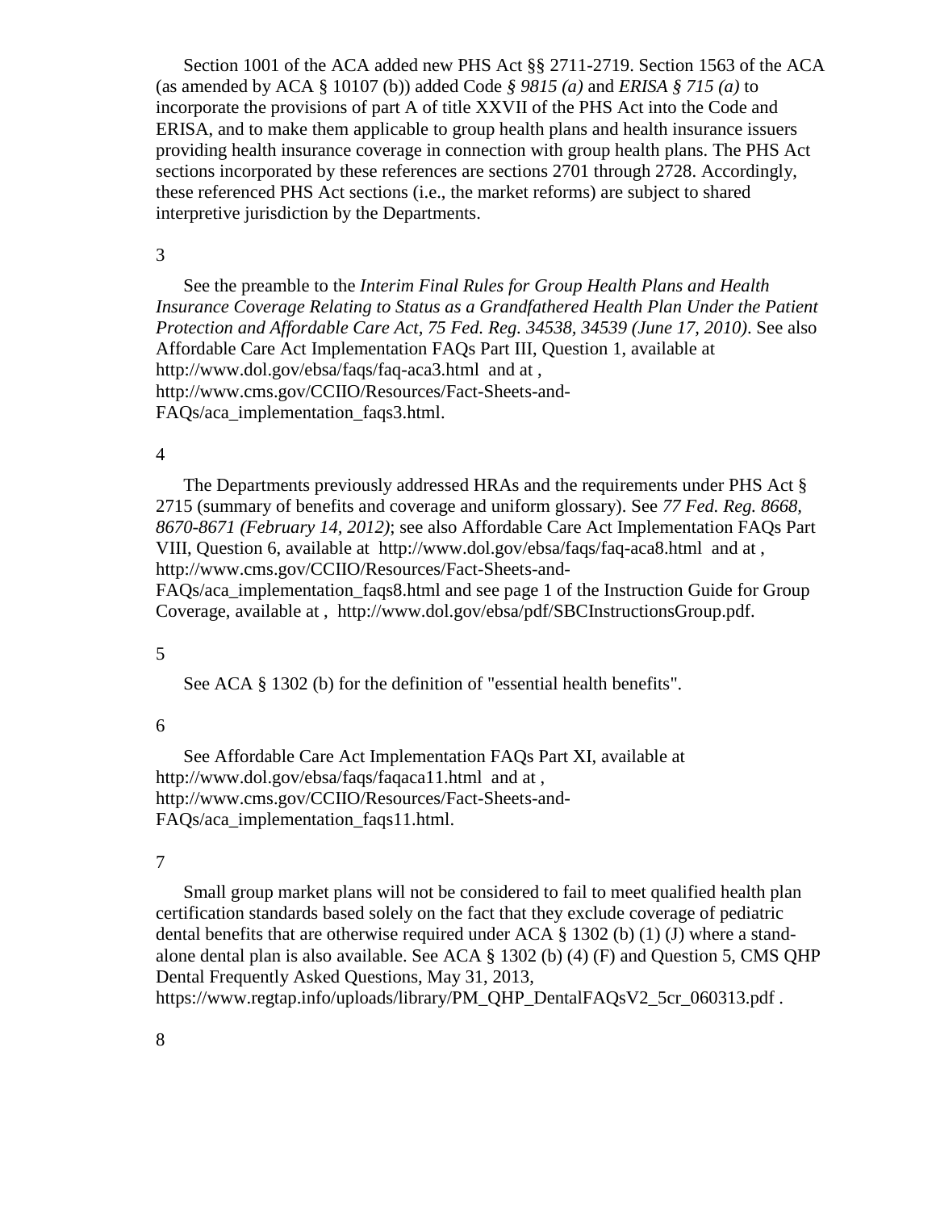Section 1001 of the ACA added new PHS Act §§ 2711-2719. Section 1563 of the ACA (as amended by ACA § 10107 (b)) added Code *§ 9815 (a)* and *ERISA § 715 (a)* to incorporate the provisions of part A of title XXVII of the PHS Act into the Code and ERISA, and to make them applicable to group health plans and health insurance issuers providing health insurance coverage in connection with group health plans. The PHS Act sections incorporated by these references are sections 2701 through 2728. Accordingly, these referenced PHS Act sections (i.e., the market reforms) are subject to shared interpretive jurisdiction by the Departments.

3

See the preamble to the *Interim Final Rules for Group Health Plans and Health Insurance Coverage Relating to Status as a Grandfathered Health Plan Under the Patient Protection and Affordable Care Act, 75 Fed. Reg. 34538, 34539 (June 17, 2010)*. See also Affordable Care Act Implementation FAQs Part III, Question 1, available at http://www.dol.gov/ebsa/faqs/faq-aca3.html and at , http://www.cms.gov/CCIIO/Resources/Fact-Sheets-and-FAQs/aca_implementation_faqs3.html.

4

The Departments previously addressed HRAs and the requirements under PHS Act § 2715 (summary of benefits and coverage and uniform glossary). See *77 Fed. Reg. 8668, 8670-8671 (February 14, 2012)*; see also Affordable Care Act Implementation FAQs Part VIII, Question 6, available at http://www.dol.gov/ebsa/faqs/faq-aca8.html and at , http://www.cms.gov/CCIIO/Resources/Fact-Sheets-and-FAQs/aca_implementation_faqs8.html and see page 1 of the Instruction Guide for Group Coverage, available at , http://www.dol.gov/ebsa/pdf/SBCInstructionsGroup.pdf.

5

See ACA § 1302 (b) for the definition of "essential health benefits".

6

See Affordable Care Act Implementation FAQs Part XI, available at http://www.dol.gov/ebsa/faqs/faqaca11.html and at , http://www.cms.gov/CCIIO/Resources/Fact-Sheets-and-FAQs/aca_implementation_faqs11.html.

7

Small group market plans will not be considered to fail to meet qualified health plan certification standards based solely on the fact that they exclude coverage of pediatric dental benefits that are otherwise required under ACA § 1302 (b) (1) (J) where a stand-alone dental plan is also available. See ACA § 1302 (b) (4) (F) and Question 5, CMS QHP Dental Frequently Asked Questions, May 31, 2013, https://www.regtap.info/uploads/library/PM_QHP_DentalFAQsV2_5cr_060313.pdf .

8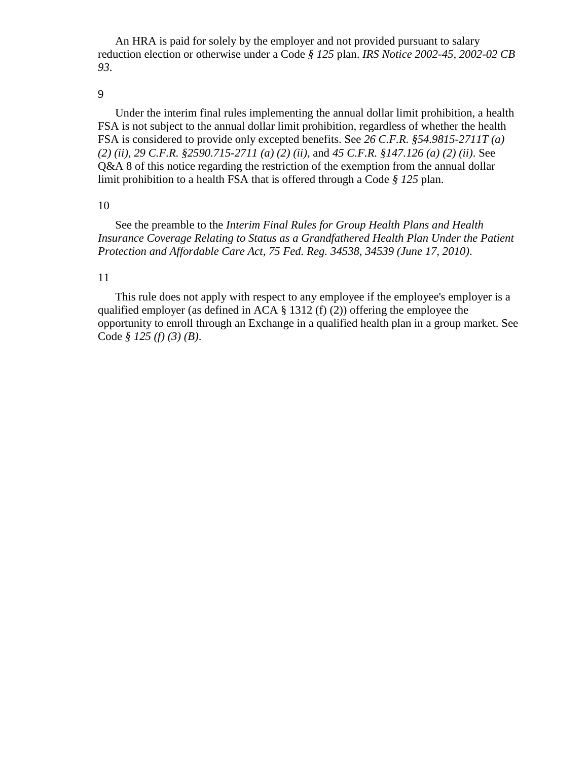An HRA is paid for solely by the employer and not provided pursuant to salary reduction election or otherwise under a Code *§ 125* plan. *IRS Notice 2002-45, 2002-02 CB 93*.

9

Under the interim final rules implementing the annual dollar limit prohibition, a health FSA is not subject to the annual dollar limit prohibition, regardless of whether the health FSA is considered to provide only excepted benefits. See *26 C.F.R. §54.9815-2711T (a) (2) (ii)*, *29 C.F.R. §2590.715-2711 (a) (2) (ii)*, and *45 C.F.R. §147.126 (a) (2) (ii)*. See Q&A 8 of this notice regarding the restriction of the exemption from the annual dollar limit prohibition to a health FSA that is offered through a Code *§ 125* plan.

10

See the preamble to the *Interim Final Rules for Group Health Plans and Health Insurance Coverage Relating to Status as a Grandfathered Health Plan Under the Patient Protection and Affordable Care Act, 75 Fed. Reg. 34538, 34539 (June 17, 2010)*.

11

This rule does not apply with respect to any employee if the employee's employer is a qualified employer (as defined in ACA § 1312 (f) (2)) offering the employee the opportunity to enroll through an Exchange in a qualified health plan in a group market. See Code *§ 125 (f) (3) (B)*.